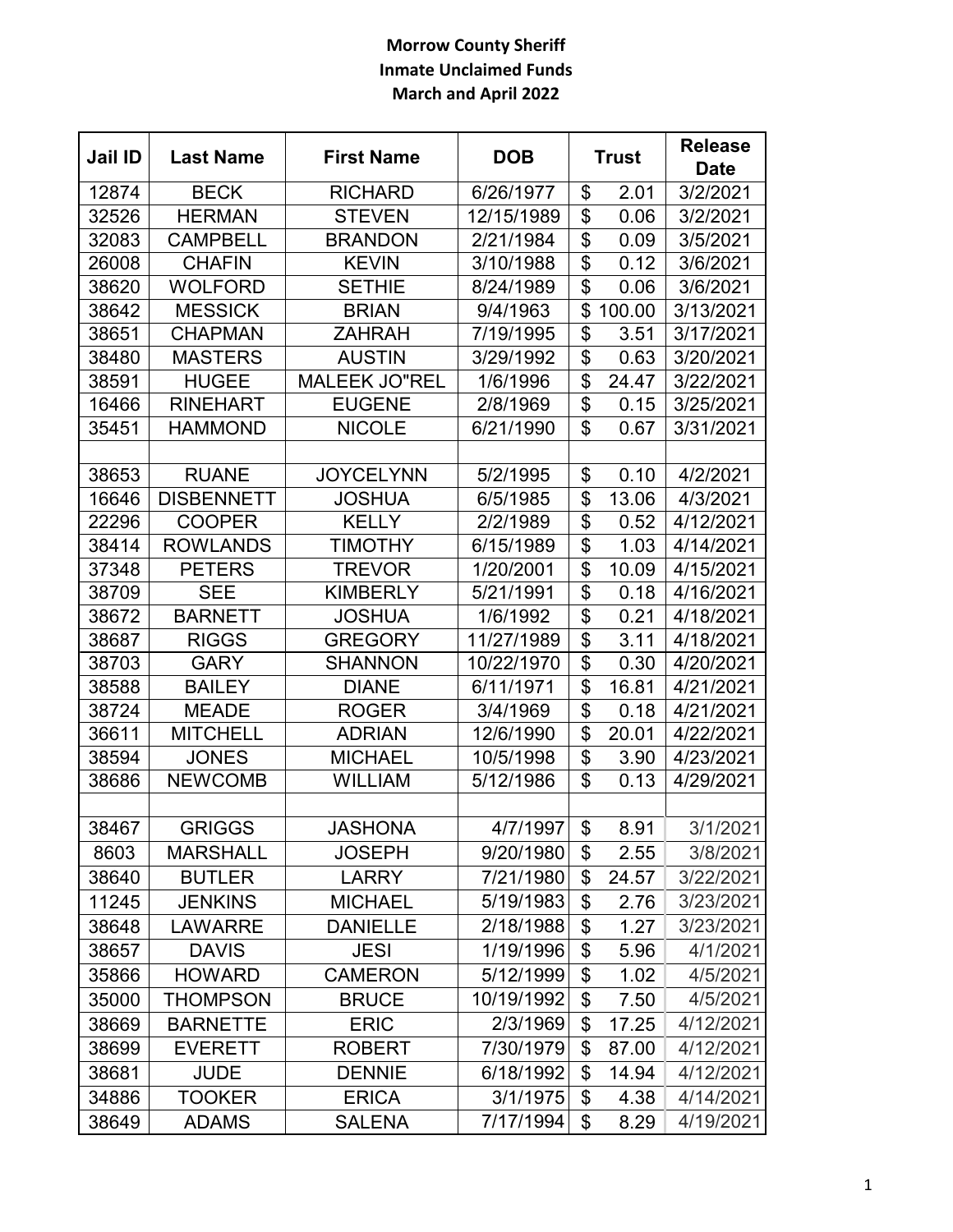**Morrow County Sheriff**
**Inmate Unclaimed Funds**
**March and April 2022**

| Jail ID | Last Name | First Name | DOB | Trust | Release Date |
|---|---|---|---|---|---|
| 12874 | BECK | RICHARD | 6/26/1977 | $ 2.01 | 3/2/2021 |
| 32526 | HERMAN | STEVEN | 12/15/1989 | $ 0.06 | 3/2/2021 |
| 32083 | CAMPBELL | BRANDON | 2/21/1984 | $ 0.09 | 3/5/2021 |
| 26008 | CHAFIN | KEVIN | 3/10/1988 | $ 0.12 | 3/6/2021 |
| 38620 | WOLFORD | SETHIE | 8/24/1989 | $ 0.06 | 3/6/2021 |
| 38642 | MESSICK | BRIAN | 9/4/1963 | $ 100.00 | 3/13/2021 |
| 38651 | CHAPMAN | ZAHRAH | 7/19/1995 | $ 3.51 | 3/17/2021 |
| 38480 | MASTERS | AUSTIN | 3/29/1992 | $ 0.63 | 3/20/2021 |
| 38591 | HUGEE | MALEEK JO"REL | 1/6/1996 | $ 24.47 | 3/22/2021 |
| 16466 | RINEHART | EUGENE | 2/8/1969 | $ 0.15 | 3/25/2021 |
| 35451 | HAMMOND | NICOLE | 6/21/1990 | $ 0.67 | 3/31/2021 |
| | | | | | |
| 38653 | RUANE | JOYCELYNN | 5/2/1995 | $ 0.10 | 4/2/2021 |
| 16646 | DISBENNETT | JOSHUA | 6/5/1985 | $ 13.06 | 4/3/2021 |
| 22296 | COOPER | KELLY | 2/2/1989 | $ 0.52 | 4/12/2021 |
| 38414 | ROWLANDS | TIMOTHY | 6/15/1989 | $ 1.03 | 4/14/2021 |
| 37348 | PETERS | TREVOR | 1/20/2001 | $ 10.09 | 4/15/2021 |
| 38709 | SEE | KIMBERLY | 5/21/1991 | $ 0.18 | 4/16/2021 |
| 38672 | BARNETT | JOSHUA | 1/6/1992 | $ 0.21 | 4/18/2021 |
| 38687 | RIGGS | GREGORY | 11/27/1989 | $ 3.11 | 4/18/2021 |
| 38703 | GARY | SHANNON | 10/22/1970 | $ 0.30 | 4/20/2021 |
| 38588 | BAILEY | DIANE | 6/11/1971 | $ 16.81 | 4/21/2021 |
| 38724 | MEADE | ROGER | 3/4/1969 | $ 0.18 | 4/21/2021 |
| 36611 | MITCHELL | ADRIAN | 12/6/1990 | $ 20.01 | 4/22/2021 |
| 38594 | JONES | MICHAEL | 10/5/1998 | $ 3.90 | 4/23/2021 |
| 38686 | NEWCOMB | WILLIAM | 5/12/1986 | $ 0.13 | 4/29/2021 |
| | | | | | |
| 38467 | GRIGGS | JASHONA | 4/7/1997 | $ 8.91 | 3/1/2021 |
| 8603 | MARSHALL | JOSEPH | 9/20/1980 | $ 2.55 | 3/8/2021 |
| 38640 | BUTLER | LARRY | 7/21/1980 | $ 24.57 | 3/22/2021 |
| 11245 | JENKINS | MICHAEL | 5/19/1983 | $ 2.76 | 3/23/2021 |
| 38648 | LAWARRE | DANIELLE | 2/18/1988 | $ 1.27 | 3/23/2021 |
| 38657 | DAVIS | JESI | 1/19/1996 | $ 5.96 | 4/1/2021 |
| 35866 | HOWARD | CAMERON | 5/12/1999 | $ 1.02 | 4/5/2021 |
| 35000 | THOMPSON | BRUCE | 10/19/1992 | $ 7.50 | 4/5/2021 |
| 38669 | BARNETTE | ERIC | 2/3/1969 | $ 17.25 | 4/12/2021 |
| 38699 | EVERETT | ROBERT | 7/30/1979 | $ 87.00 | 4/12/2021 |
| 38681 | JUDE | DENNIE | 6/18/1992 | $ 14.94 | 4/12/2021 |
| 34886 | TOOKER | ERICA | 3/1/1975 | $ 4.38 | 4/14/2021 |
| 38649 | ADAMS | SALENA | 7/17/1994 | $ 8.29 | 4/19/2021 |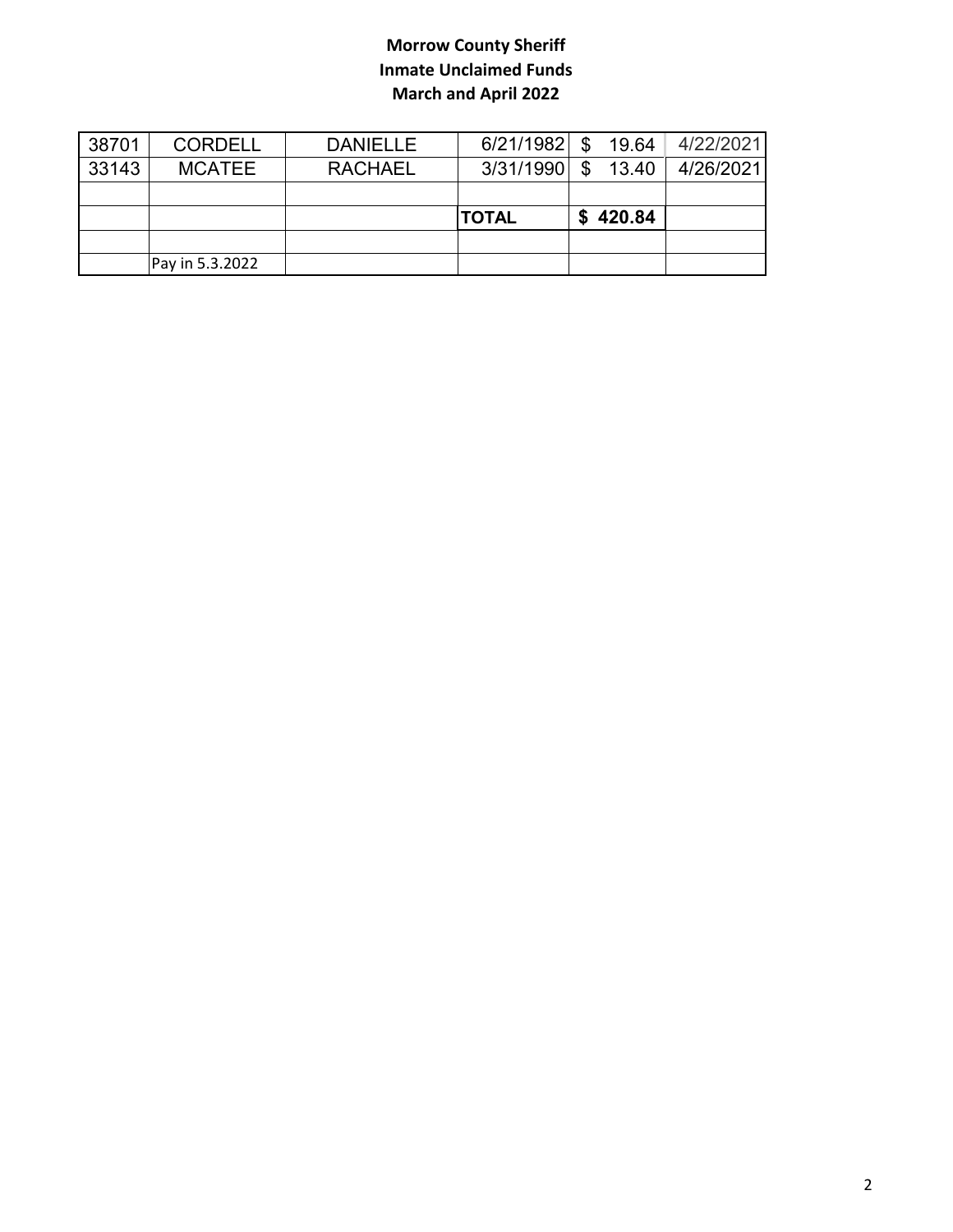**Morrow County Sheriff**
**Inmate Unclaimed Funds**
**March and April 2022**

| | | | | | |
|---|---|---|---|---|---|
| 38701 | CORDELL | DANIELLE | 6/21/1982 | $ 19.64 | 4/22/2021 |
| 33143 | MCATEE | RACHAEL | 3/31/1990 | $ 13.40 | 4/26/2021 |
| | | | | | |
| | | | **TOTAL** | **$ 420.84** | |
| | | | | | |
| | Pay in 5.3.2022 | | | | |